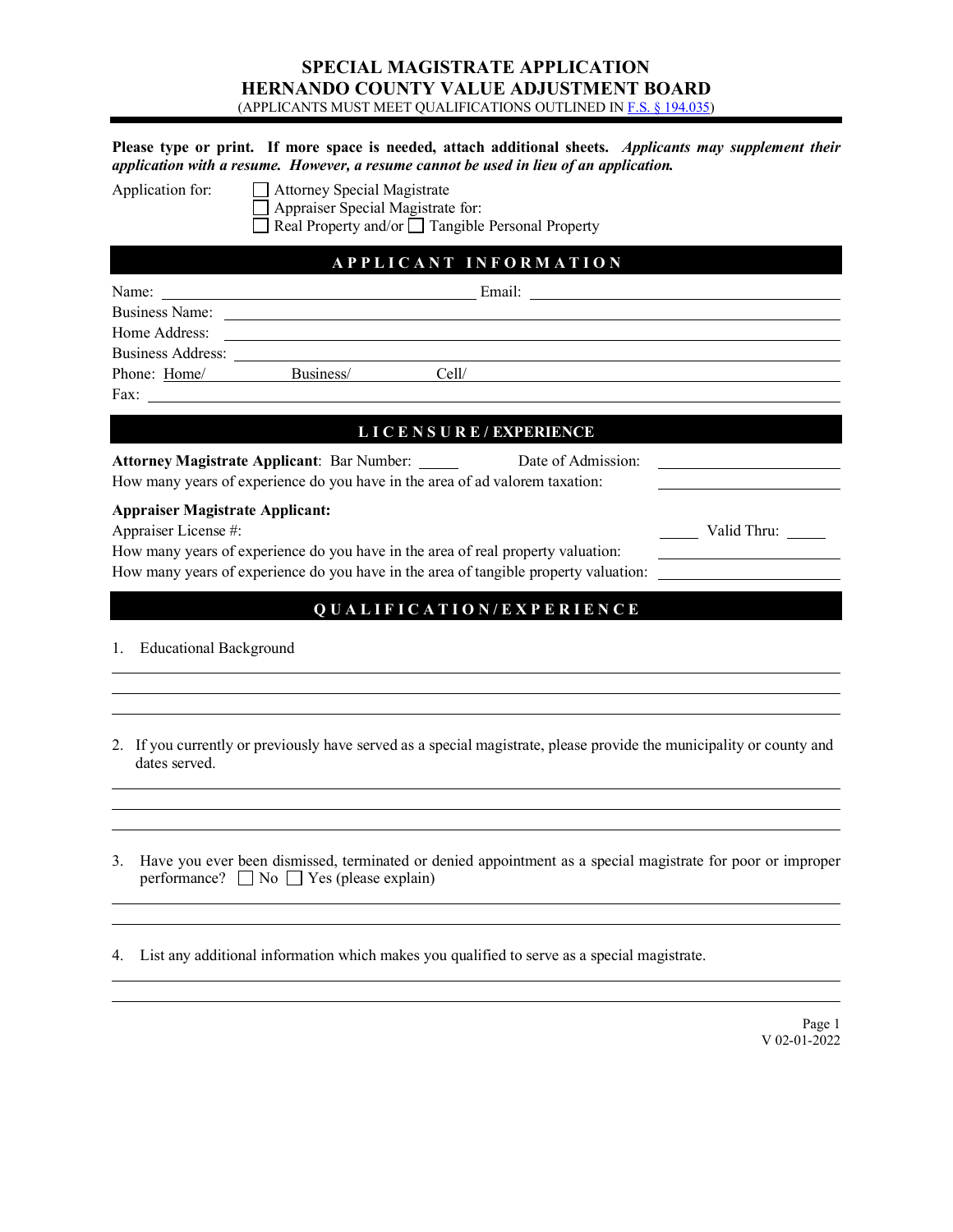# SPECIAL MAGISTRATE APPLICATION
# HERNANDO COUNTY VALUE ADJUSTMENT BOARD

(APPLICANTS MUST MEET QUALIFICATIONS OUTLINED IN F.S. § 194.035)

**Please type or print. If more space is needed, attach additional sheets.** ***Applicants may supplement their application with a resume. However, a resume cannot be used in lieu of an application.***

Application for:
- ☐ Attorney Special Magistrate
- ☐ Appraiser Special Magistrate for:
- ☐ Real Property and/or ☐ Tangible Personal Property

## APPLICANT INFORMATION

Name: ______________________ Email: ______________________

Business Name: ______________________

Home Address: ______________________

Business Address: ______________________

Phone: Home/ __________ Business/ __________ Cell/ __________

Fax: ______________________

## LICENSURE/EXPERIENCE

**Attorney Magistrate Applicant**: Bar Number: _____ Date of Admission: __________

How many years of experience do you have in the area of ad valorem taxation: __________

**Appraiser Magistrate Applicant:**

Appraiser License #: _____ Valid Thru: _____

How many years of experience do you have in the area of real property valuation: __________

How many years of experience do you have in the area of tangible property valuation: __________

## QUALIFICATION/EXPERIENCE

1. Educational Background

______________________

______________________

______________________

2. If you currently or previously have served as a special magistrate, please provide the municipality or county and dates served.

______________________

______________________

______________________

3. Have you ever been dismissed, terminated or denied appointment as a special magistrate for poor or improper performance? ☐ No ☐ Yes (please explain)

______________________

______________________

4. List any additional information which makes you qualified to serve as a special magistrate.

______________________

______________________

V 02-01-2022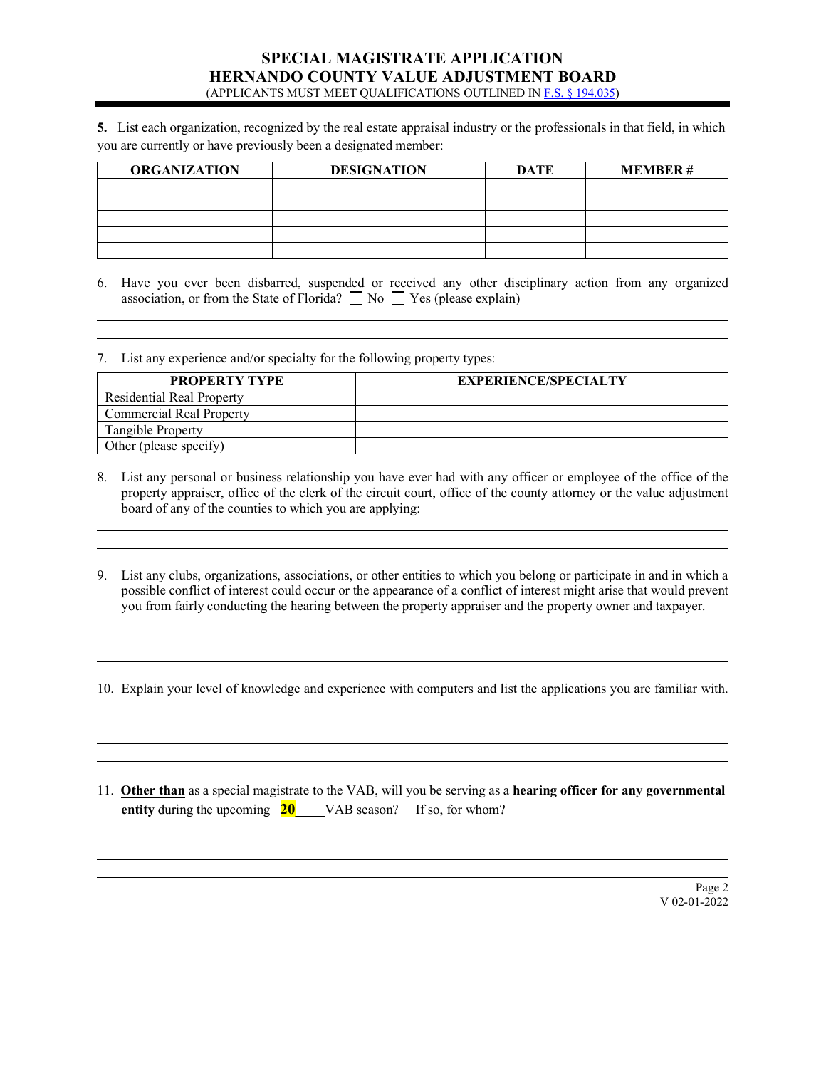# SPECIAL MAGISTRATE APPLICATION
# HERNANDO COUNTY VALUE ADJUSTMENT BOARD

(APPLICANTS MUST MEET QUALIFICATIONS OUTLINED IN F.S. § 194.035)

**5.** List each organization, recognized by the real estate appraisal industry or the professionals in that field, in which you are currently or have previously been a designated member:

| ORGANIZATION | DESIGNATION | DATE | MEMBER # |
|---|---|---|---|
| | | | |
| | | | |
| | | | |
| | | | |
| | | | |

6. Have you ever been disbarred, suspended or received any other disciplinary action from any organized association, or from the State of Florida? ☐ No ☐ Yes (please explain)

______________________________________________________________________________

______________________________________________________________________________

7. List any experience and/or specialty for the following property types:

| PROPERTY TYPE | EXPERIENCE/SPECIALTY |
|---|---|
| Residential Real Property | |
| Commercial Real Property | |
| Tangible Property | |
| Other (please specify) | |

8. List any personal or business relationship you have ever had with any officer or employee of the office of the property appraiser, office of the clerk of the circuit court, office of the county attorney or the value adjustment board of any of the counties to which you are applying:

______________________________________________________________________________

______________________________________________________________________________

9. List any clubs, organizations, associations, or other entities to which you belong or participate in and in which a possible conflict of interest could occur or the appearance of a conflict of interest might arise that would prevent you from fairly conducting the hearing between the property appraiser and the property owner and taxpayer.

______________________________________________________________________________

______________________________________________________________________________

10. Explain your level of knowledge and experience with computers and list the applications you are familiar with.

______________________________________________________________________________

______________________________________________________________________________

______________________________________________________________________________

11. **Other than** as a special magistrate to the VAB, will you be serving as a **hearing officer for any governmental entity** during the upcoming **20**____ VAB season? If so, for whom?

______________________________________________________________________________

______________________________________________________________________________

______________________________________________________________________________

V 02-01-2022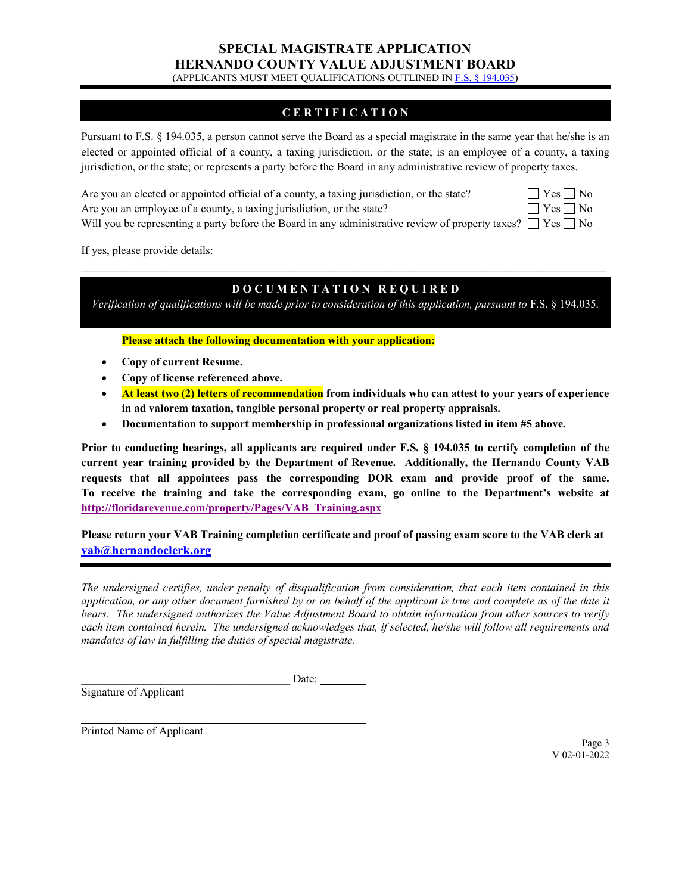# SPECIAL MAGISTRATE APPLICATION
# HERNANDO COUNTY VALUE ADJUSTMENT BOARD

(APPLICANTS MUST MEET QUALIFICATIONS OUTLINED IN F.S. § 194.035)

## CERTIFICATION

Pursuant to F.S. § 194.035, a person cannot serve the Board as a special magistrate in the same year that he/she is an elected or appointed official of a county, a taxing jurisdiction, or the state; is an employee of a county, a taxing jurisdiction, or the state; or represents a party before the Board in any administrative review of property taxes.

Are you an elected or appointed official of a county, a taxing jurisdiction, or the state? ☐ Yes ☐ No

Are you an employee of a county, a taxing jurisdiction, or the state? ☐ Yes ☐ No

Will you be representing a party before the Board in any administrative review of property taxes? ☐ Yes ☐ No

If yes, please provide details: ____________________________________________

______________________________________________________________________

## DOCUMENTATION REQUIRED

*Verification of qualifications will be made prior to consideration of this application, pursuant to* F.S. § 194.035.

**Please attach the following documentation with your application:**

- **Copy of current Resume.**
- **Copy of license referenced above.**
- **At least two (2) letters of recommendation from individuals who can attest to your years of experience in ad valorem taxation, tangible personal property or real property appraisals.**
- **Documentation to support membership in professional organizations listed in item #5 above.**

**Prior to conducting hearings, all applicants are required under F.S. § 194.035 to certify completion of the current year training provided by the Department of Revenue. Additionally, the Hernando County VAB requests that all appointees pass the corresponding DOR exam and provide proof of the same. To receive the training and take the corresponding exam, go online to the Department's website at http://floridarevenue.com/property/Pages/VAB_Training.aspx**

**Please return your VAB Training completion certificate and proof of passing exam score to the VAB clerk at vab@hernandoclerk.org**

*The undersigned certifies, under penalty of disqualification from consideration, that each item contained in this application, or any other document furnished by or on behalf of the applicant is true and complete as of the date it bears. The undersigned authorizes the Value Adjustment Board to obtain information from other sources to verify each item contained herein. The undersigned acknowledges that, if selected, he/she will follow all requirements and mandates of law in fulfilling the duties of special magistrate.*

______________________________ Date: ________

Signature of Applicant

______________________________

Printed Name of Applicant

V 02-01-2022